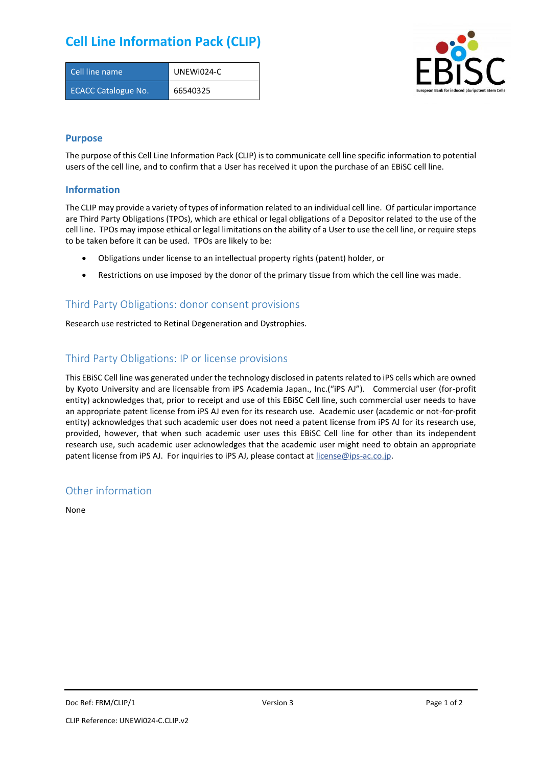# Cell Line Information Pack (CLIP)

| Cell line name | UNEWi024-C |
| --- | --- |
| ECACC Catalogue No. | 66540325 |

## Purpose

The purpose of this Cell Line Information Pack (CLIP) is to communicate cell line specific information to potential users of the cell line, and to confirm that a User has received it upon the purchase of an EBiSC cell line.

## Information

The CLIP may provide a variety of types of information related to an individual cell line. Of particular importance are Third Party Obligations (TPOs), which are ethical or legal obligations of a Depositor related to the use of the cell line. TPOs may impose ethical or legal limitations on the ability of a User to use the cell line, or require steps to be taken before it can be used. TPOs are likely to be:

- Obligations under license to an intellectual property rights (patent) holder, or
- Restrictions on use imposed by the donor of the primary tissue from which the cell line was made.

## Third Party Obligations: donor consent provisions

Research use restricted to Retinal Degeneration and Dystrophies.

## Third Party Obligations: IP or license provisions

This EBiSC Cell line was generated under the technology disclosed in patents related to iPS cells which are owned by Kyoto University and are licensable from iPS Academia Japan., Inc.("iPS AJ"). Commercial user (for-profit entity) acknowledges that, prior to receipt and use of this EBiSC Cell line, such commercial user needs to have an appropriate patent license from iPS AJ even for its research use. Academic user (academic or not-for-profit entity) acknowledges that such academic user does not need a patent license from iPS AJ for its research use, provided, however, that when such academic user uses this EBiSC Cell line for other than its independent research use, such academic user acknowledges that the academic user might need to obtain an appropriate patent license from iPS AJ. For inquiries to iPS AJ, please contact at license@ips-ac.co.jp.

## Other information

None

Doc Ref: FRM/CLIP/1 Version 3

CLIP Reference: UNEWi024-C.CLIP.v2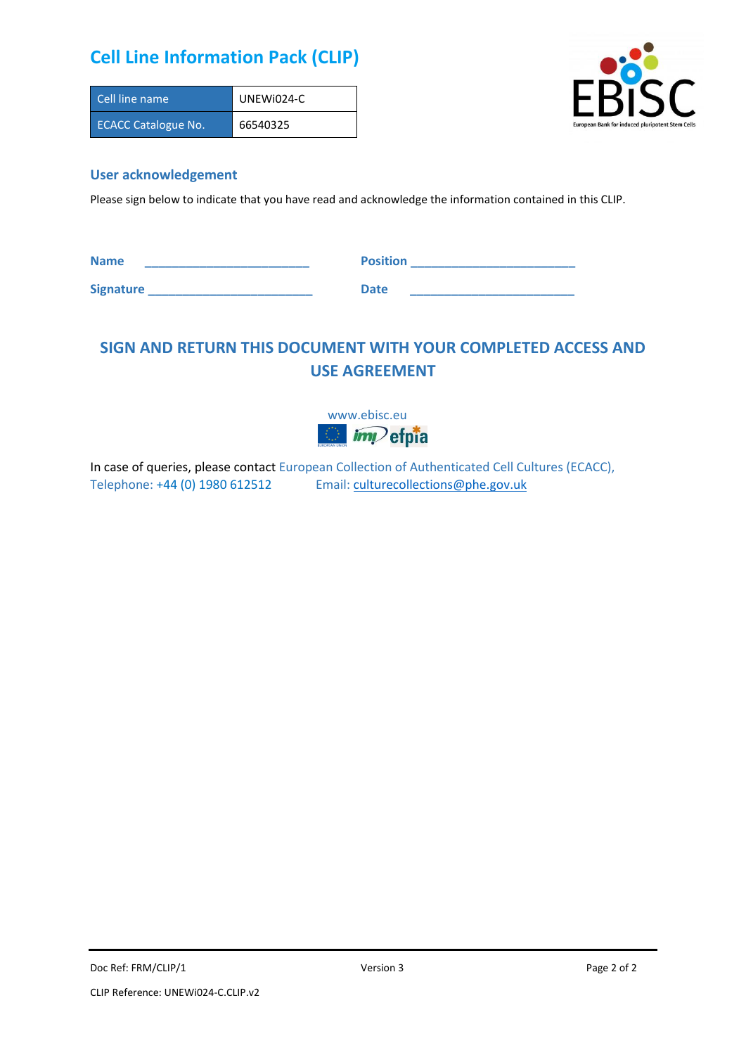# Cell Line Information Pack (CLIP)

| | |
|---|---|
| Cell line name | UNEWi024-C |
| ECACC Catalogue No. | 66540325 |

## User acknowledgement

Please sign below to indicate that you have read and acknowledge the information contained in this CLIP.

**Name** _________________________ **Position** _________________________

**Signature** _________________________ **Date** _________________________

## SIGN AND RETURN THIS DOCUMENT WITH YOUR COMPLETED ACCESS AND USE AGREEMENT

www.ebisc.eu

In case of queries, please contact European Collection of Authenticated Cell Cultures (ECACC), Telephone: +44 (0) 1980 612512 Email: culturecollections@phe.gov.uk

Doc Ref: FRM/CLIP/1 Version 3

CLIP Reference: UNEWi024-C.CLIP.v2